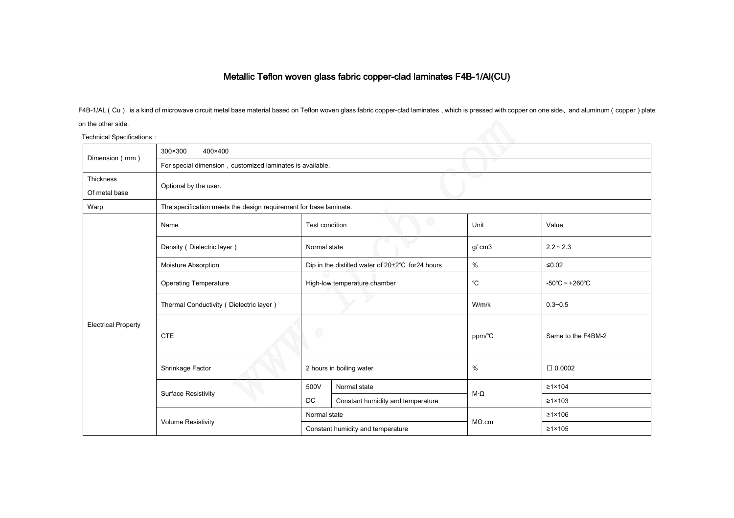# Metallic Teflon woven glass fabric copper-clad laminates F4B-1/Al(CU)

F4B-1/AL（Cu） is a kind of microwave circuit metal base material based on Teflon woven glass fabric copper-clad laminates，which is pressed with copper on one side、and aluminum（copper）plate on the other side.

Technical Specifications：

| | | | | | |
|---|---|---|---|---|---|
| Dimension（mm） | 300×300　　400×400 | | | | |
| | For special dimension，customized laminates is available. | | | | |
| Thickness Of metal base | Optional by the user. | | | | |
| Warp | The specification meets the design requirement for base laminate. | | | | |
| Electrical Property | Name | Test condition | | Unit | Value |
| | Density（Dielectric layer） | Normal state | | g/ cm3 | 2.2～2.3 |
| | Moisture Absorption | Dip in the distilled water of 20±2℃ for24 hours | | % | ≤0.02 |
| | Operating Temperature | High-low temperature chamber | | ℃ | -50℃～+260℃ |
| | Thermal Conductivity（Dielectric layer） | | | W/m/k | 0.3~0.5 |
| | CTE | | | ppm/℃ | Same to the F4BM-2 |
| | Shrinkage Factor | 2 hours in boiling water | | % | □ 0.0002 |
| | Surface Resistivity | 500V DC | Normal state | M·Ω | ≥1×104 |
| | | | Constant humidity and temperature | | ≥1×103 |
| | Volume Resistivity | Normal state | | MΩ.cm | ≥1×106 |
| | | Constant humidity and temperature | | | ≥1×105 |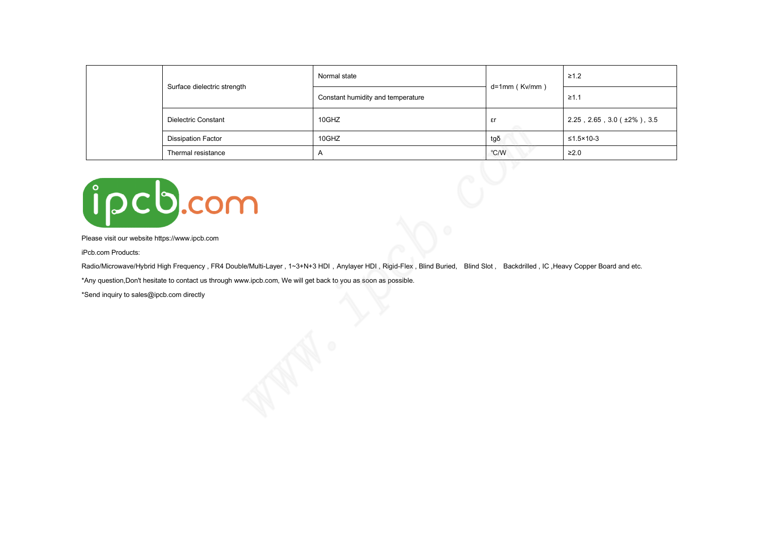| | | | | |
|---|---|---|---|---|
| | Surface dielectric strength | Normal state | d=1mm（Kv/mm） | ≥1.2 |
| | | Constant humidity and temperature | | ≥1.1 |
| | Dielectric Constant | 10GHZ | εr | 2.25，2.65，3.0（±2%）, 3.5 |
| | Dissipation Factor | 10GHZ | tgδ | ≤1.5×10-3 |
| | Thermal resistance | A | ℃/W | ≥2.0 |

Please visit our website https://www.ipcb.com

iPcb.com Products:

Radio/Microwave/Hybrid High Frequency , FR4 Double/Multi-Layer , 1~3+N+3 HDI，Anylayer HDI , Rigid-Flex , Blind Buried,  Blind Slot ,  Backdrilled , IC ,Heavy Copper Board and etc.

*Any question,Don't hesitate to contact us through www.ipcb.com, We will get back to you as soon as possible.

*Send inquiry to sales@ipcb.com directly